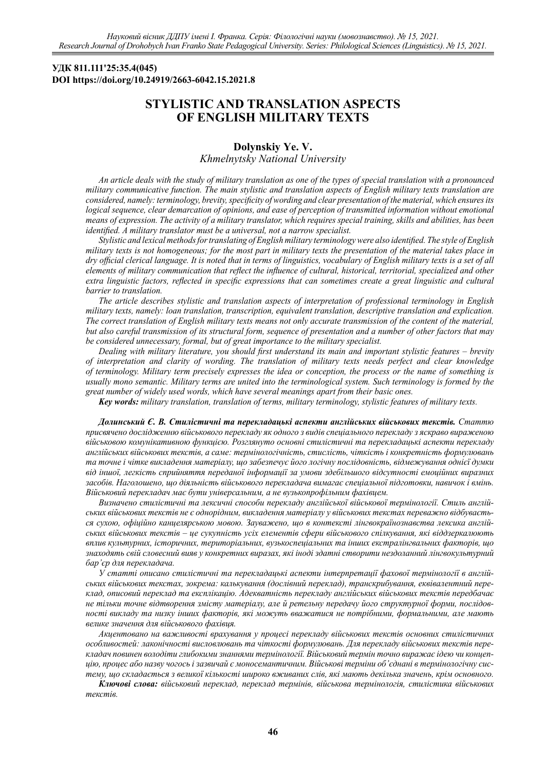**УДК 811.111'25:35.4(045)**
**DOI https://doi.org/10.24919/2663-6042.15.2021.8**

# STYLISTIC AND TRANSLATION ASPECTS OF ENGLISH MILITARY TEXTS

**Dolynskiy Ye. V.**
*Khmelnytsky National University*

*An article deals with the study of military translation as one of the types of special translation with a pronounced military communicative function. The main stylistic and translation aspects of English military texts translation are considered, namely: terminology, brevity, specificity of wording and clear presentation of the material, which ensures its logical sequence, clear demarcation of opinions, and ease of perception of transmitted information without emotional means of expression. The activity of a military translator, which requires special training, skills and abilities, has been identified. A military translator must be a universal, not a narrow specialist.*

*Stylistic and lexical methods for translating of English military terminology were also identified. The style of English military texts is not homogeneous; for the most part in military texts the presentation of the material takes place in dry official clerical language. It is noted that in terms of linguistics, vocabulary of English military texts is a set of all elements of military communication that reflect the influence of cultural, historical, territorial, specialized and other extra linguistic factors, reflected in specific expressions that can sometimes create a great linguistic and cultural barrier to translation.*

*The article describes stylistic and translation aspects of interpretation of professional terminology in English military texts, namely: loan translation, transcription, equivalent translation, descriptive translation and explication. The correct translation of English military texts means not only accurate transmission of the content of the material, but also careful transmission of its structural form, sequence of presentation and a number of other factors that may be considered unnecessary, formal, but of great importance to the military specialist.*

*Dealing with military literature, you should first understand its main and important stylistic features – brevity of interpretation and clarity of wording. The translation of military texts needs perfect and clear knowledge of terminology. Military term precisely expresses the idea or conception, the process or the name of something is usually mono semantic. Military terms are united into the terminological system. Such terminology is formed by the great number of widely used words, which have several meanings apart from their basic ones.*

***Key words:*** *military translation, translation of terms, military terminology, stylistic features of military texts.*

***Долинський Є. В. Стилістичні та перекладацькі аспекти англійських військових текстів.*** *Статтю присвячено дослідженню військового перекладу як одного з видів спеціального перекладу з яскраво вираженою військовою комунікативною функцією. Розглянуто основні стилістичні та перекладацькі аспекти перекладу англійських військових текстів, а саме: термінологічність, стислість, чіткість і конкретність формулювань та точне і чітке викладення матеріалу, що забезпечує його логічну послідовність, відмежування однієї думки від іншої, легкість сприйняття переданої інформації за умови здебільшого відсутності емоційних виразних засобів. Наголошено, що діяльність військового перекладача вимагає спеціальної підготовки, навичок і вмінь. Військовий перекладач має бути універсальним, а не вузькопрофільним фахівцем.*

*Визначено стилістичні та лексичні способи перекладу англійської військової термінології. Стиль англійських військових текстів не є однорідним, викладення матеріалу у військових текстах переважно відбувається сухою, офіційно канцелярською мовою. Зауважено, що в контексті лінгвокраїнознавства лексика англійських військових текстів – це сукупність усіх елементів сфери військового спілкування, які віддзеркалюють вплив культурних, історичних, територіальних, вузькоспеціальних та інших екстралінгвальних факторів, що знаходять свій словесний вияв у конкретних виразах, які іноді здатні створити нездоланний лінгвокультурний бар'єр для перекладача.*

*У статті описано стилістичні та перекладацькі аспекти інтерпретації фахової термінології в англійських військових текстах, зокрема: калькування (дослівний переклад), транскрибування, еквівалентний переклад, описовий переклад та експлікацію. Адекватність перекладу англійських військових текстів передбачає не тільки точне відтворення змісту матеріалу, але й ретельну передачу його структурної форми, послідовності викладу та низку інших факторів, які можуть вважатися не потрібними, формальними, але мають велике значення для військового фахівця.*

*Акцентовано на важливості врахування у процесі перекладу військових текстів основних стилістичних особливостей: лаконічності висловлювань та чіткості формулювань. Для перекладу військових текстів перекладач повинен володіти глибокими знаннями термінології. Військовий термін точно виражає ідею чи концепцію, процес або назву чогось і зазвичай є моносемантичним. Військові терміни об'єднані в термінологічну систему, що складається з великої кількості широко вживаних слів, які мають декілька значень, крім основного.*

***Ключові слова:*** *військовий переклад, переклад термінів, військова термінологія, стилістика військових текстів.*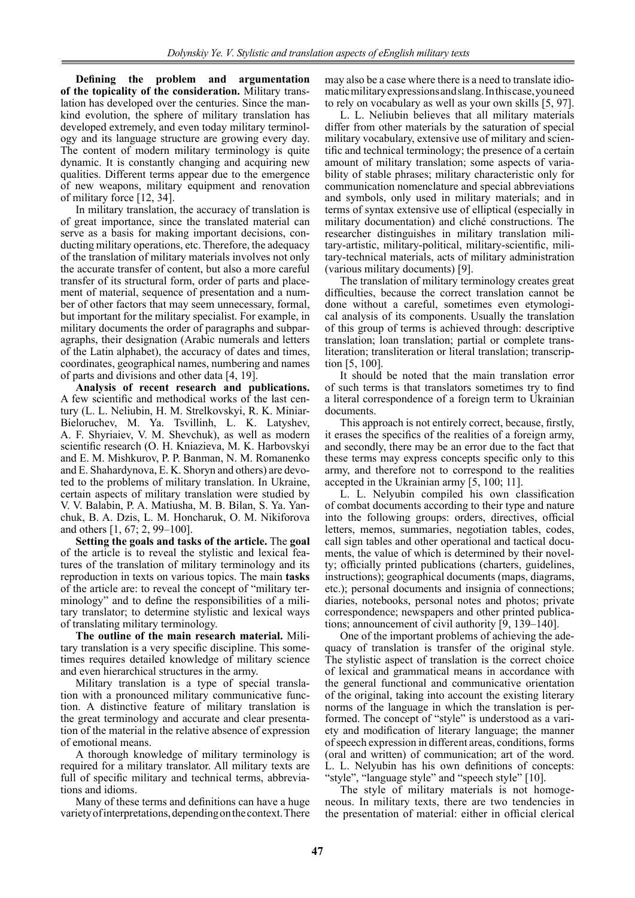**Defining the problem and argumentation of the topicality of the consideration.** Military translation has developed over the centuries. Since the mankind evolution, the sphere of military translation has developed extremely, and even today military terminology and its language structure are growing every day. The content of modern military terminology is quite dynamic. It is constantly changing and acquiring new qualities. Different terms appear due to the emergence of new weapons, military equipment and renovation of military force [12, 34].

In military translation, the accuracy of translation is of great importance, since the translated material can serve as a basis for making important decisions, conducting military operations, etc. Therefore, the adequacy of the translation of military materials involves not only the accurate transfer of content, but also a more careful transfer of its structural form, order of parts and placement of material, sequence of presentation and a number of other factors that may seem unnecessary, formal, but important for the military specialist. For example, in military documents the order of paragraphs and subparagraphs, their designation (Arabic numerals and letters of the Latin alphabet), the accuracy of dates and times, coordinates, geographical names, numbering and names of parts and divisions and other data [4, 19].

**Analysis of recent research and publications.** A few scientific and methodical works of the last century (L. L. Neliubin, H. M. Strelkovskyi, R. K. Miniar-Bieloruchev, M. Ya. Tsvillinh, L. K. Latyshev, A. F. Shyriaiev, V. M. Shevchuk), as well as modern scientific research (O. H. Kniazieva, M. K. Harbovskyi and E. M. Mishkurov, P. P. Banman, N. M. Romanenko and E. Shahardynova, E. K. Shoryn and others) are devoted to the problems of military translation. In Ukraine, certain aspects of military translation were studied by V. V. Balabin, P. A. Matiusha, M. B. Bilan, S. Ya. Yanchuk, B. A. Dzis, L. M. Honcharuk, O. M. Nikiforova and others [1, 67; 2, 99–100].

**Setting the goals and tasks of the article.** The **goal** of the article is to reveal the stylistic and lexical features of the translation of military terminology and its reproduction in texts on various topics. The main **tasks** of the article are: to reveal the concept of "military terminology" and to define the responsibilities of a military translator; to determine stylistic and lexical ways of translating military terminology.

**The outline of the main research material.** Military translation is a very specific discipline. This sometimes requires detailed knowledge of military science and even hierarchical structures in the army.

Military translation is a type of special translation with a pronounced military communicative function. A distinctive feature of military translation is the great terminology and accurate and clear presentation of the material in the relative absence of expression of emotional means.

A thorough knowledge of military terminology is required for a military translator. All military texts are full of specific military and technical terms, abbreviations and idioms.

Many of these terms and definitions can have a huge variety of interpretations, depending on the context. There may also be a case where there is a need to translate idiomatic military expressions and slang. In this case, you need to rely on vocabulary as well as your own skills [5, 97].

L. L. Neliubin believes that all military materials differ from other materials by the saturation of special military vocabulary, extensive use of military and scientific and technical terminology; the presence of a certain amount of military translation; some aspects of variability of stable phrases; military characteristic only for communication nomenclature and special abbreviations and symbols, only used in military materials; and in terms of syntax extensive use of elliptical (especially in military documentation) and cliché constructions. The researcher distinguishes in military translation military-artistic, military-political, military-scientific, military-technical materials, acts of military administration (various military documents) [9].

The translation of military terminology creates great difficulties, because the correct translation cannot be done without a careful, sometimes even etymological analysis of its components. Usually the translation of this group of terms is achieved through: descriptive translation; loan translation; partial or complete transliteration; transliteration or literal translation; transcription [5, 100].

It should be noted that the main translation error of such terms is that translators sometimes try to find a literal correspondence of a foreign term to Ukrainian documents.

This approach is not entirely correct, because, firstly, it erases the specifics of the realities of a foreign army, and secondly, there may be an error due to the fact that these terms may express concepts specific only to this army, and therefore not to correspond to the realities accepted in the Ukrainian army [5, 100; 11].

L. L. Nelyubin compiled his own classification of combat documents according to their type and nature into the following groups: orders, directives, official letters, memos, summaries, negotiation tables, codes, call sign tables and other operational and tactical documents, the value of which is determined by their novelty; officially printed publications (charters, guidelines, instructions); geographical documents (maps, diagrams, etc.); personal documents and insignia of connections; diaries, notebooks, personal notes and photos; private correspondence; newspapers and other printed publications; announcement of civil authority [9, 139–140].

One of the important problems of achieving the adequacy of translation is transfer of the original style. The stylistic aspect of translation is the correct choice of lexical and grammatical means in accordance with the general functional and communicative orientation of the original, taking into account the existing literary norms of the language in which the translation is performed. The concept of "style" is understood as a variety and modification of literary language; the manner of speech expression in different areas, conditions, forms (oral and written) of communication; art of the word. L. L. Nelyubin has his own definitions of concepts: "style", "language style" and "speech style" [10].

The style of military materials is not homogeneous. In military texts, there are two tendencies in the presentation of material: either in official clerical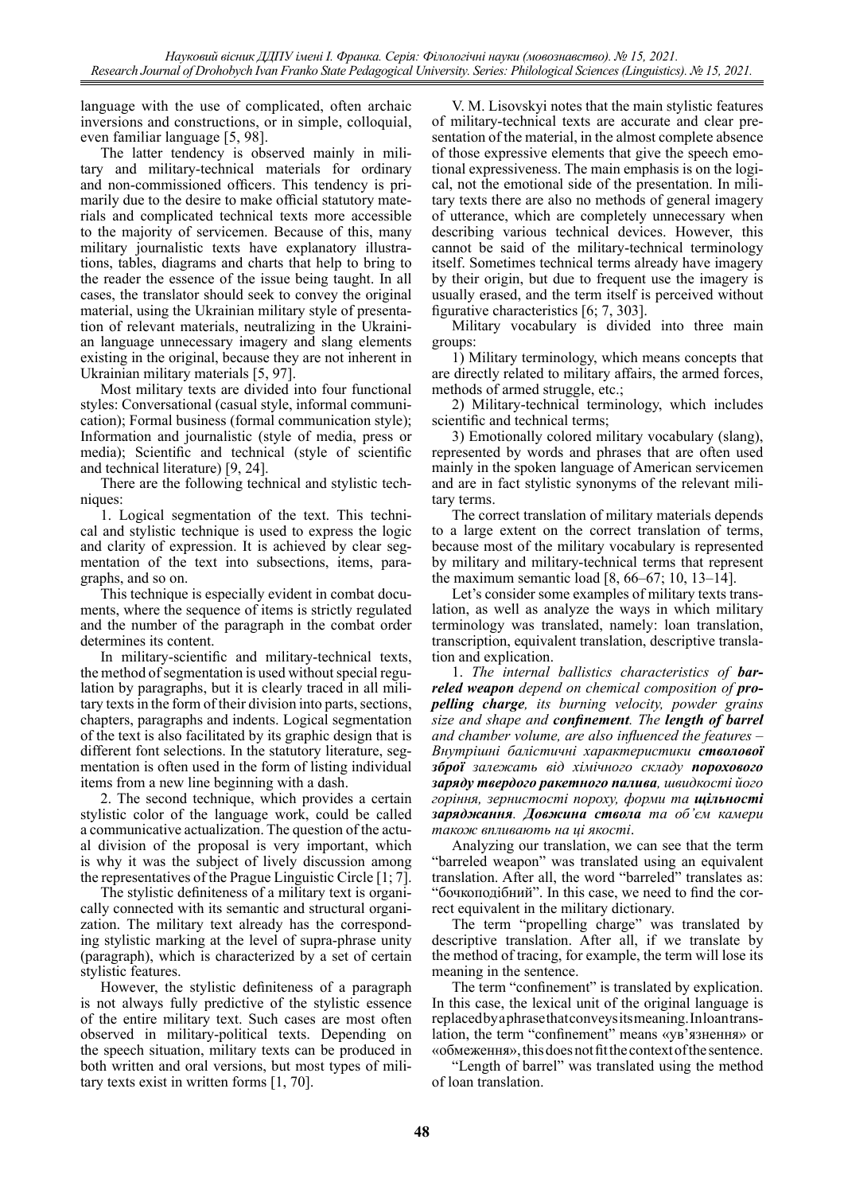language with the use of complicated, often archaic inversions and constructions, or in simple, colloquial, even familiar language [5, 98].

The latter tendency is observed mainly in military and military-technical materials for ordinary and non-commissioned officers. This tendency is primarily due to the desire to make official statutory materials and complicated technical texts more accessible to the majority of servicemen. Because of this, many military journalistic texts have explanatory illustrations, tables, diagrams and charts that help to bring to the reader the essence of the issue being taught. In all cases, the translator should seek to convey the original material, using the Ukrainian military style of presentation of relevant materials, neutralizing in the Ukrainian language unnecessary imagery and slang elements existing in the original, because they are not inherent in Ukrainian military materials [5, 97].

Most military texts are divided into four functional styles: Conversational (casual style, informal communication); Formal business (formal communication style); Information and journalistic (style of media, press or media); Scientific and technical (style of scientific and technical literature) [9, 24].

There are the following technical and stylistic techniques:

1. Logical segmentation of the text. This technical and stylistic technique is used to express the logic and clarity of expression. It is achieved by clear segmentation of the text into subsections, items, paragraphs, and so on.

This technique is especially evident in combat documents, where the sequence of items is strictly regulated and the number of the paragraph in the combat order determines its content.

In military-scientific and military-technical texts, the method of segmentation is used without special regulation by paragraphs, but it is clearly traced in all military texts in the form of their division into parts, sections, chapters, paragraphs and indents. Logical segmentation of the text is also facilitated by its graphic design that is different font selections. In the statutory literature, segmentation is often used in the form of listing individual items from a new line beginning with a dash.

2. The second technique, which provides a certain stylistic color of the language work, could be called a communicative actualization. The question of the actual division of the proposal is very important, which is why it was the subject of lively discussion among the representatives of the Prague Linguistic Circle [1; 7].

The stylistic definiteness of a military text is organically connected with its semantic and structural organization. The military text already has the corresponding stylistic marking at the level of supra-phrase unity (paragraph), which is characterized by a set of certain stylistic features.

However, the stylistic definiteness of a paragraph is not always fully predictive of the stylistic essence of the entire military text. Such cases are most often observed in military-political texts. Depending on the speech situation, military texts can be produced in both written and oral versions, but most types of military texts exist in written forms [1, 70].

V. M. Lisovskyi notes that the main stylistic features of military-technical texts are accurate and clear presentation of the material, in the almost complete absence of those expressive elements that give the speech emotional expressiveness. The main emphasis is on the logical, not the emotional side of the presentation. In military texts there are also no methods of general imagery of utterance, which are completely unnecessary when describing various technical devices. However, this cannot be said of the military-technical terminology itself. Sometimes technical terms already have imagery by their origin, but due to frequent use the imagery is usually erased, and the term itself is perceived without figurative characteristics [6; 7, 303].

Military vocabulary is divided into three main groups:

1) Military terminology, which means concepts that are directly related to military affairs, the armed forces, methods of armed struggle, etc.;

2) Military-technical terminology, which includes scientific and technical terms;

3) Emotionally colored military vocabulary (slang), represented by words and phrases that are often used mainly in the spoken language of American servicemen and are in fact stylistic synonyms of the relevant military terms.

The correct translation of military materials depends to a large extent on the correct translation of terms, because most of the military vocabulary is represented by military and military-technical terms that represent the maximum semantic load [8, 66–67; 10, 13–14].

Let's consider some examples of military texts translation, as well as analyze the ways in which military terminology was translated, namely: loan translation, transcription, equivalent translation, descriptive translation and explication.

1. *The internal ballistics characteristics of* ***barreled weapon*** *depend on chemical composition of* ***propelling charge****, its burning velocity, powder grains size and shape and* ***confinement****. The* ***length of barrel*** *and chamber volume, are also influenced the features –* *Внутрішні балістичні характеристики* ***ствольової зброї*** *залежать від хімічного складу* ***порохового заряду твердого ракетного палива****, швидкості його горіння, зернистості пороху, форми та* ***щільності заряджання****.* ***Довжина ствола*** *та об'єм камери також впливають на ці якості*.

Analyzing our translation, we can see that the term "barreled weapon" was translated using an equivalent translation. After all, the word "barreled" translates as: "бочкоподібний". In this case, we need to find the correct equivalent in the military dictionary.

The term "propelling charge" was translated by descriptive translation. After all, if we translate by the method of tracing, for example, the term will lose its meaning in the sentence.

The term "confinement" is translated by explication. In this case, the lexical unit of the original language is replaced by a phrase that conveys its meaning. In loan translation, the term "confinement" means «ув'язнення» or «обмеження», this does not fit the context of the sentence.

"Length of barrel" was translated using the method of loan translation.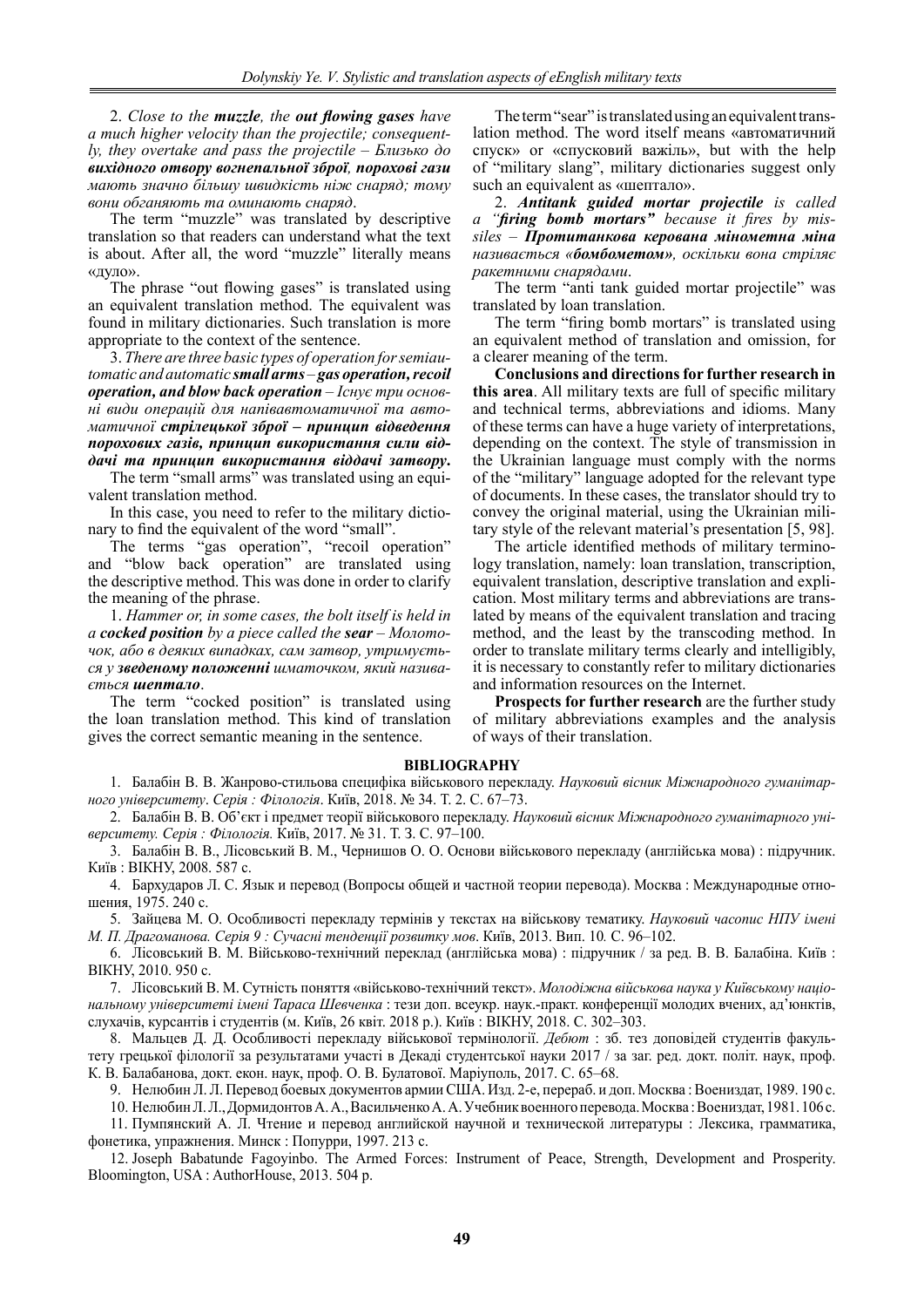2. *Close to the **muzzle**, the **out flowing gases** have a much higher velocity than the projectile; consequently, they overtake and pass the projectile – Близько до **вихідного отвору вогнепальної зброї**, **порохові гази** мають значно більшу швидкість ніж снаряд; тому вони обганяють та оминають снаряд*.

The term "muzzle" was translated by descriptive translation so that readers can understand what the text is about. After all, the word "muzzle" literally means «дуло».

The phrase "out flowing gases" is translated using an equivalent translation method. The equivalent was found in military dictionaries. Such translation is more appropriate to the context of the sentence.

3. *There are three basic types of operation for semiautomatic and automatic **small arms** – **gas operation, recoil operation, and blow back operation** – Існує три основні види операцій для напівавтоматичної та автоматичної **стрілецької зброї – принцип відведення порохових газів, принцип використання сили віддачі та принцип використання віддачі затвору**.*

The term "small arms" was translated using an equivalent translation method.

In this case, you need to refer to the military dictionary to find the equivalent of the word "small".

The terms "gas operation", "recoil operation" and "blow back operation" are translated using the descriptive method. This was done in order to clarify the meaning of the phrase.

1. *Hammer or, in some cases, the bolt itself is held in a **cocked position** by a piece called the **sear** – Молоточок, або в деяких випадках, сам затвор, утримується у **зведеному положенні** шматочком, який називається **шептало**.*

The term "cocked position" is translated using the loan translation method. This kind of translation gives the correct semantic meaning in the sentence.

The term "sear" is translated using an equivalent translation method. The word itself means «автоматичний спуск» or «спусковий важіль», but with the help of "military slang", military dictionaries suggest only such an equivalent as «шептало».

2. ***Antitank guided mortar projectile** is called a "**firing bomb mortars**" because it fires by missiles – **Протитанкова керована мінометна міна** називається «**бомбометом**», оскільки вона стріляє ракетними снарядами.*

The term "anti tank guided mortar projectile" was translated by loan translation.

The term "firing bomb mortars" is translated using an equivalent method of translation and omission, for a clearer meaning of the term.

**Conclusions and directions for further research in this area**. All military texts are full of specific military and technical terms, abbreviations and idioms. Many of these terms can have a huge variety of interpretations, depending on the context. The style of transmission in the Ukrainian language must comply with the norms of the "military" language adopted for the relevant type of documents. In these cases, the translator should try to convey the original material, using the Ukrainian military style of the relevant material's presentation [5, 98].

The article identified methods of military terminology translation, namely: loan translation, transcription, equivalent translation, descriptive translation and explication. Most military terms and abbreviations are translated by means of the equivalent translation and tracing method, and the least by the transcoding method. In order to translate military terms clearly and intelligibly, it is necessary to constantly refer to military dictionaries and information resources on the Internet.

**Prospects for further research** are the further study of military abbreviations examples and the analysis of ways of their translation.

## BIBLIOGRAPHY

1. Балабін В. В. Жанрово-стильова специфіка військового перекладу. *Науковий вісник Міжнародного гуманітарного університету*. *Серія : Філологія*. Київ, 2018. № 34. Т. 2. С. 67–73.

2. Балабін В. В. Об'єкт і предмет теорії військового перекладу. *Науковий вісник Міжнародного гуманітарного університету. Серія : Філологія.* Київ, 2017. № 31. Т. 3. С. 97–100.

3. Балабін В. В., Лісовський В. М., Чернишов О. О. Основи військового перекладу (англійська мова) : підручник. Київ : ВІКНУ, 2008. 587 с.

4. Бархударов Л. С. Язык и перевод (Вопросы общей и частной теории перевода). Москва : Международные отношения, 1975. 240 с.

5. Зайцева М. О. Особливості перекладу термінів у текстах на військову тематику. *Науковий часопис НПУ імені М. П. Драгоманова. Серія 9 : Сучасні тенденції розвитку мов*. Київ, 2013. Вип. 10*.* С. 96–102.

6. Лісовський В. М. Військово-технічний переклад (англійська мова) : підручник / за ред. В. В. Балабіна. Київ : ВІКНУ, 2010. 950 с.

7. Лісовський В. М. Сутність поняття «військово-технічний текст». *Молодіжна військова наука у Київському національному університеті імені Тараса Шевченка* : тези доп. всеукр. наук.-практ. конференції молодих вчених, ад'юнктів, слухачів, курсантів і студентів (м. Київ, 26 квіт. 2018 р.). Київ : ВІКНУ, 2018. С. 302–303.

8. Мальцев Д. Д. Особливості перекладу військової термінології. *Дебют* : зб. тез доповідей студентів факультету грецької філології за результатами участі в Декаді студентської науки 2017 / за заг. ред. докт. політ. наук, проф. К. В. Балабанова, докт. екон. наук, проф. О. В. Булатової. Маріуполь, 2017. С. 65–68.

9. Нелюбин Л. Л. Перевод боевых документов армии США. Изд. 2-е, перераб. и доп. Москва : Воениздат, 1989. 190 с.

10. Нелюбин Л. Л., Дормидонтов А. А., Васильченко А. А. Учебник военного перевода. Москва : Воениздат, 1981. 106 с.

11. Пумпянский А. Л. Чтение и перевод английской научной и технической литературы : Лексика, грамматика, фонетика, упражнения. Минск : Попурри, 1997. 213 с.

12. Joseph Babatunde Fagoyinbo. The Armed Forces: Instrument of Peace, Strength, Development and Prosperity. Bloomington, USA : AuthorHouse, 2013. 504 p.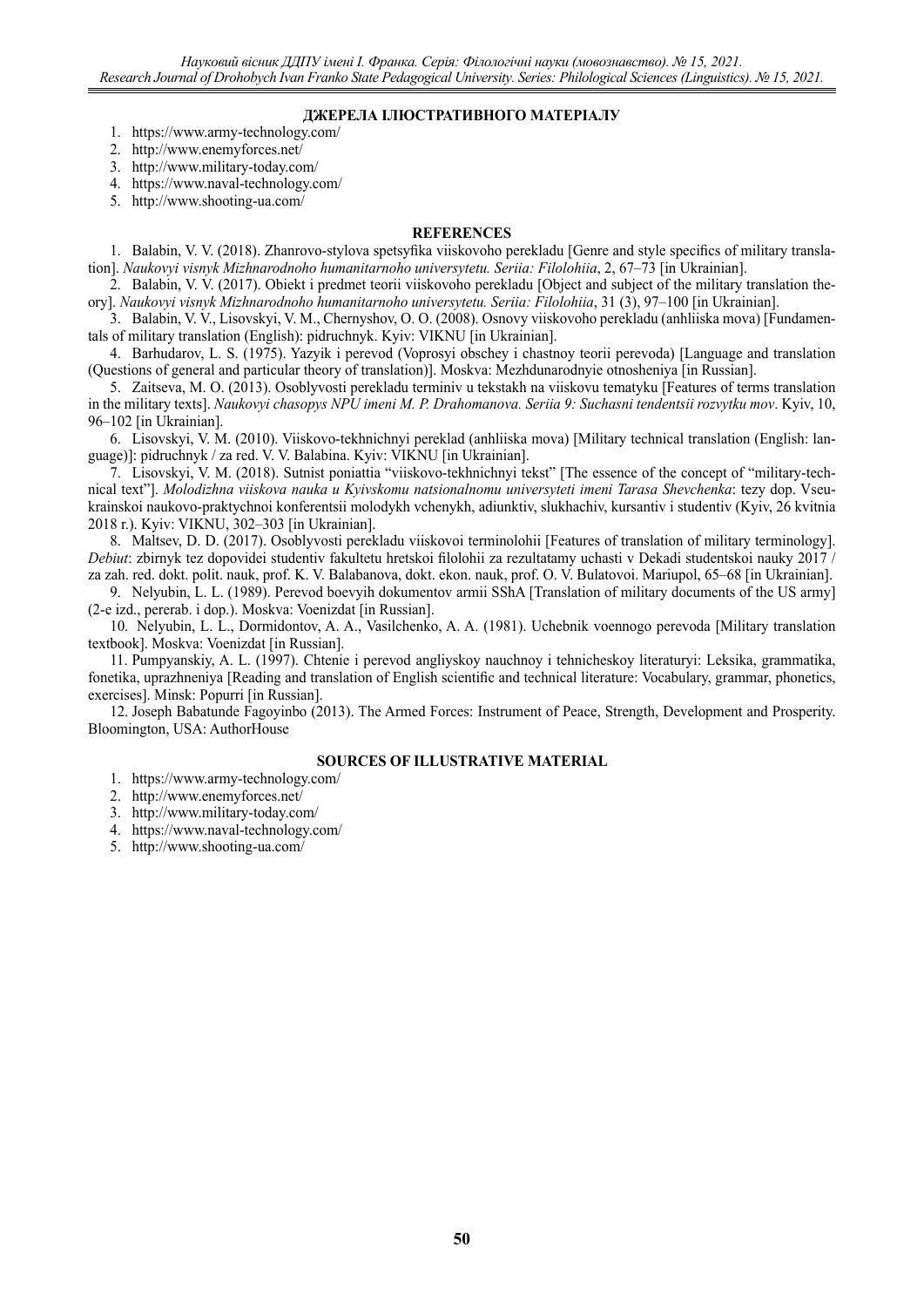## ДЖЕРЕЛА ІЛЮСТРАТИВНОГО МАТЕРІАЛУ

1. https://www.army-technology.com/
2. http://www.enemyforces.net/
3. http://www.military-today.com/
4. https://www.naval-technology.com/
5. http://www.shooting-ua.com/

## REFERENCES

1. Balabin, V. V. (2018). Zhanrovo-stylova spetsyfika viiskovoho perekladu [Genre and style specifics of military translation]. *Naukovyi visnyk Mizhnarodnoho humanitarnoho universytetu. Seriia: Filolohiia*, 2, 67–73 [in Ukrainian].

2. Balabin, V. V. (2017). Obiekt i predmet teorii viiskovoho perekladu [Object and subject of the military translation theory]. *Naukovyi visnyk Mizhnarodnoho humanitarnoho universytetu. Seriia: Filolohiia*, 31 (3), 97–100 [in Ukrainian].

3. Balabin, V. V., Lisovskyi, V. M., Chernyshov, O. O. (2008). Osnovy viiskovoho perekladu (anhliiska mova) [Fundamentals of military translation (English): pidruchnyk. Kyiv: VIKNU [in Ukrainian].

4. Barhudarov, L. S. (1975). Yazyik i perevod (Voprosyi obschey i chastnoy teorii perevoda) [Language and translation (Questions of general and particular theory of translation)]. Moskva: Mezhdunarodnyie otnosheniya [in Russian].

5. Zaitseva, M. O. (2013). Osoblyvosti perekladu terminiv u tekstakh na viiskovu tematyku [Features of terms translation in the military texts]. *Naukovyi chasopys NPU imeni M. P. Drahomanova. Seriia 9: Suchasni tendentsii rozvytku mov*. Kyiv, 10, 96–102 [in Ukrainian].

6. Lisovskyi, V. M. (2010). Viiskovo-tekhnichnyi pereklad (anhliiska mova) [Military technical translation (English: language)]: pidruchnyk / za red. V. V. Balabina. Kyiv: VIKNU [in Ukrainian].

7. Lisovskyi, V. M. (2018). Sutnist poniattia "viiskovo-tekhnichnyi tekst" [The essence of the concept of "military-technical text"]. *Molodizhna viiskova nauka u Kyivskomu natsionalnomu universyteti imeni Tarasa Shevchenka*: tezy dop. Vseukrainskoi naukovo-praktychnoi konferentsii molodykh vchenykh, adiunktiv, slukhachiv, kursantiv i studentiv (Kyiv, 26 kvitnia 2018 r.). Kyiv: VIKNU, 302–303 [in Ukrainian].

8. Maltsev, D. D. (2017). Osoblyvosti perekladu viiskovoi terminolohii [Features of translation of military terminology]. *Debiut*: zbirnyk tez dopovidei studentiv fakultetu hretskoi filolohii za rezultatamy uchasti v Dekadi studentskoi nauky 2017 / za zah. red. dokt. polit. nauk, prof. K. V. Balabanova, dokt. ekon. nauk, prof. O. V. Bulatovoi. Mariupol, 65–68 [in Ukrainian].

9. Nelyubin, L. L. (1989). Perevod boevyih dokumentov armii SShA [Translation of military documents of the US army] (2-e izd., pererab. i dop.). Moskva: Voenizdat [in Russian].

10. Nelyubin, L. L., Dormidontov, A. A., Vasilchenko, A. A. (1981). Uchebnik voennogo perevoda [Military translation textbook]. Moskva: Voenizdat [in Russian].

11. Pumpyanskiy, A. L. (1997). Chtenie i perevod angliyskoy nauchnoy i tehnicheskoy literaturyi: Leksika, grammatika, fonetika, uprazhneniya [Reading and translation of English scientific and technical literature: Vocabulary, grammar, phonetics, exercises]. Minsk: Popurri [in Russian].

12. Joseph Babatunde Fagoyinbo (2013). The Armed Forces: Instrument of Peace, Strength, Development and Prosperity. Bloomington, USA: AuthorHouse

## SOURCES OF ILLUSTRATIVE MATERIAL

1. https://www.army-technology.com/
2. http://www.enemyforces.net/
3. http://www.military-today.com/
4. https://www.naval-technology.com/
5. http://www.shooting-ua.com/